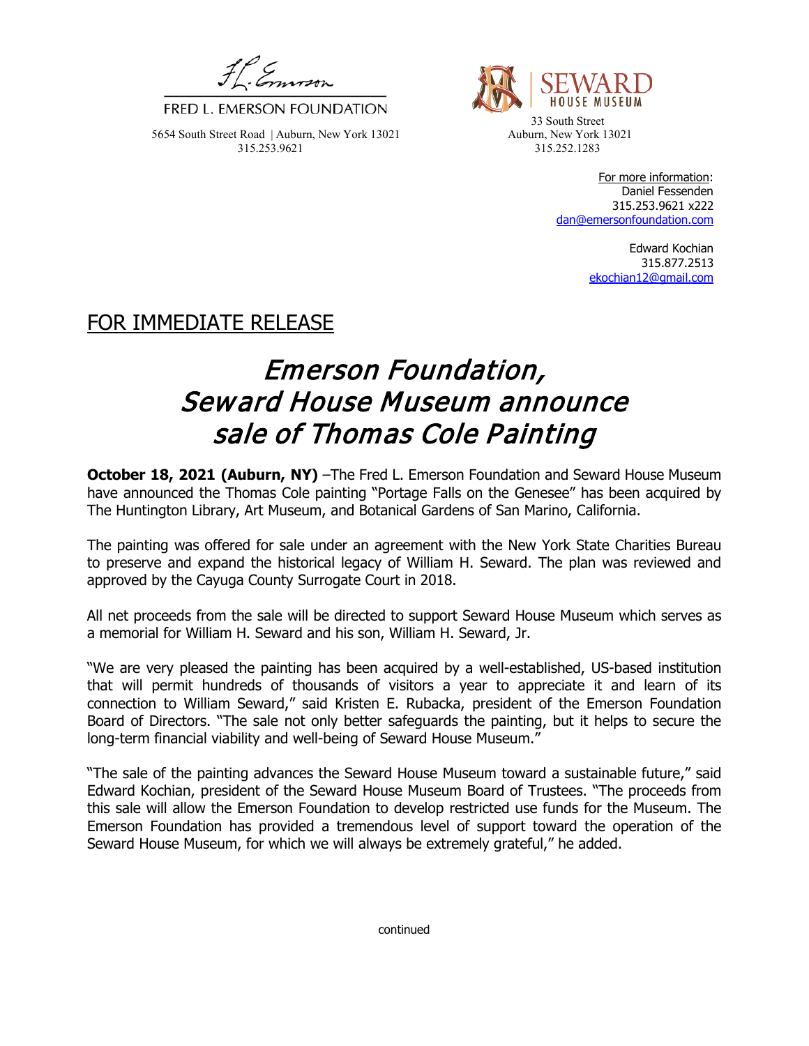FRED L. EMERSON FOUNDATION

5654 South Street Road | Auburn, New York 13021
315.253.9621

SEWARD HOUSE MUSEUM

33 South Street
Auburn, New York 13021
315.252.1283

For more information:
Daniel Fessenden
315.253.9621 x222
dan@emersonfoundation.com

Edward Kochian
315.877.2513
ekochian12@gmail.com

FOR IMMEDIATE RELEASE

# *Emerson Foundation, Seward House Museum announce sale of Thomas Cole Painting*

**October 18, 2021 (Auburn, NY)** –The Fred L. Emerson Foundation and Seward House Museum have announced the Thomas Cole painting "Portage Falls on the Genesee" has been acquired by The Huntington Library, Art Museum, and Botanical Gardens of San Marino, California.

The painting was offered for sale under an agreement with the New York State Charities Bureau to preserve and expand the historical legacy of William H. Seward. The plan was reviewed and approved by the Cayuga County Surrogate Court in 2018.

All net proceeds from the sale will be directed to support Seward House Museum which serves as a memorial for William H. Seward and his son, William H. Seward, Jr.

"We are very pleased the painting has been acquired by a well-established, US-based institution that will permit hundreds of thousands of visitors a year to appreciate it and learn of its connection to William Seward," said Kristen E. Rubacka, president of the Emerson Foundation Board of Directors. "The sale not only better safeguards the painting, but it helps to secure the long-term financial viability and well-being of Seward House Museum."

"The sale of the painting advances the Seward House Museum toward a sustainable future," said Edward Kochian, president of the Seward House Museum Board of Trustees. "The proceeds from this sale will allow the Emerson Foundation to develop restricted use funds for the Museum. The Emerson Foundation has provided a tremendous level of support toward the operation of the Seward House Museum, for which we will always be extremely grateful," he added.

continued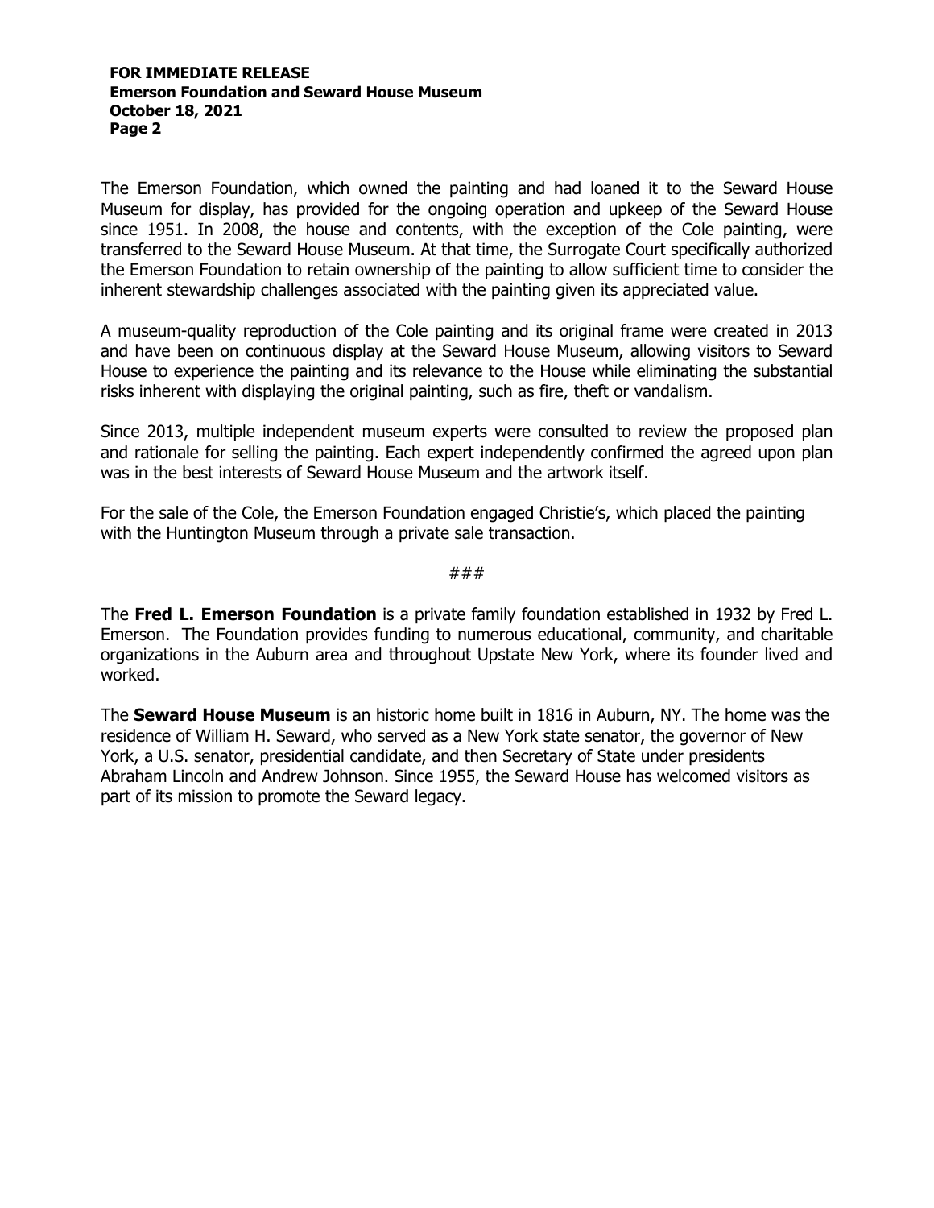The Emerson Foundation, which owned the painting and had loaned it to the Seward House Museum for display, has provided for the ongoing operation and upkeep of the Seward House since 1951. In 2008, the house and contents, with the exception of the Cole painting, were transferred to the Seward House Museum. At that time, the Surrogate Court specifically authorized the Emerson Foundation to retain ownership of the painting to allow sufficient time to consider the inherent stewardship challenges associated with the painting given its appreciated value.

A museum-quality reproduction of the Cole painting and its original frame were created in 2013 and have been on continuous display at the Seward House Museum, allowing visitors to Seward House to experience the painting and its relevance to the House while eliminating the substantial risks inherent with displaying the original painting, such as fire, theft or vandalism.

Since 2013, multiple independent museum experts were consulted to review the proposed plan and rationale for selling the painting. Each expert independently confirmed the agreed upon plan was in the best interests of Seward House Museum and the artwork itself.

For the sale of the Cole, the Emerson Foundation engaged Christie's, which placed the painting with the Huntington Museum through a private sale transaction.

###

The **Fred L. Emerson Foundation** is a private family foundation established in 1932 by Fred L. Emerson. The Foundation provides funding to numerous educational, community, and charitable organizations in the Auburn area and throughout Upstate New York, where its founder lived and worked.

The **Seward House Museum** is an historic home built in 1816 in Auburn, NY. The home was the residence of William H. Seward, who served as a New York state senator, the governor of New York, a U.S. senator, presidential candidate, and then Secretary of State under presidents Abraham Lincoln and Andrew Johnson. Since 1955, the Seward House has welcomed visitors as part of its mission to promote the Seward legacy.